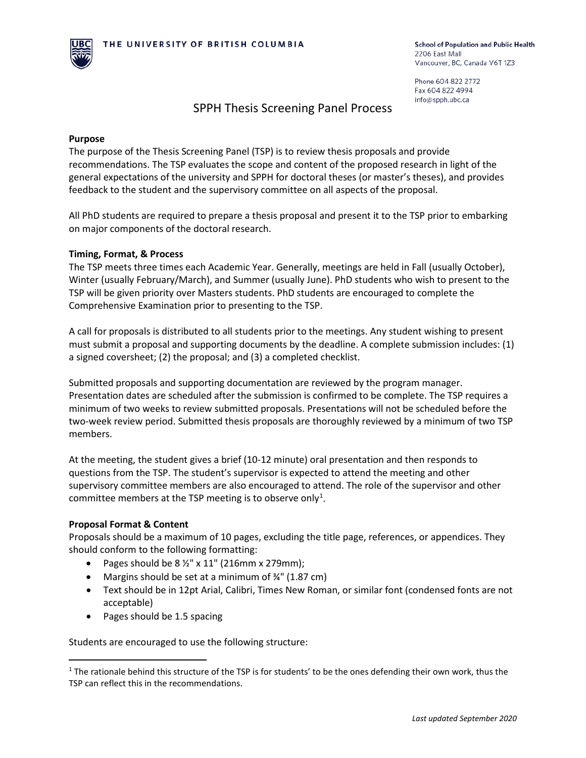THE UNIVERSITY OF BRITISH COLUMBIA

School of Population and Public Health
2206 East Mall
Vancouver, BC, Canada V6T 1Z3

Phone 604 822 2772
Fax 604 822 4994
info@spph.ubc.ca

# SPPH Thesis Screening Panel Process

**Purpose**

The purpose of the Thesis Screening Panel (TSP) is to review thesis proposals and provide recommendations. The TSP evaluates the scope and content of the proposed research in light of the general expectations of the university and SPPH for doctoral theses (or master's theses), and provides feedback to the student and the supervisory committee on all aspects of the proposal.

All PhD students are required to prepare a thesis proposal and present it to the TSP prior to embarking on major components of the doctoral research.

**Timing, Format, & Process**

The TSP meets three times each Academic Year. Generally, meetings are held in Fall (usually October), Winter (usually February/March), and Summer (usually June). PhD students who wish to present to the TSP will be given priority over Masters students. PhD students are encouraged to complete the Comprehensive Examination prior to presenting to the TSP.

A call for proposals is distributed to all students prior to the meetings. Any student wishing to present must submit a proposal and supporting documents by the deadline. A complete submission includes: (1) a signed coversheet; (2) the proposal; and (3) a completed checklist.

Submitted proposals and supporting documentation are reviewed by the program manager. Presentation dates are scheduled after the submission is confirmed to be complete. The TSP requires a minimum of two weeks to review submitted proposals. Presentations will not be scheduled before the two-week review period. Submitted thesis proposals are thoroughly reviewed by a minimum of two TSP members.

At the meeting, the student gives a brief (10-12 minute) oral presentation and then responds to questions from the TSP. The student's supervisor is expected to attend the meeting and other supervisory committee members are also encouraged to attend. The role of the supervisor and other committee members at the TSP meeting is to observe only[1].

**Proposal Format & Content**

Proposals should be a maximum of 10 pages, excluding the title page, references, or appendices. They should conform to the following formatting:

- Pages should be 8 ½" x 11" (216mm x 279mm);
- Margins should be set at a minimum of ¾" (1.87 cm)
- Text should be in 12pt Arial, Calibri, Times New Roman, or similar font (condensed fonts are not acceptable)
- Pages should be 1.5 spacing

Students are encouraged to use the following structure:

---

[1] The rationale behind this structure of the TSP is for students' to be the ones defending their own work, thus the TSP can reflect this in the recommendations.

*Last updated September 2020*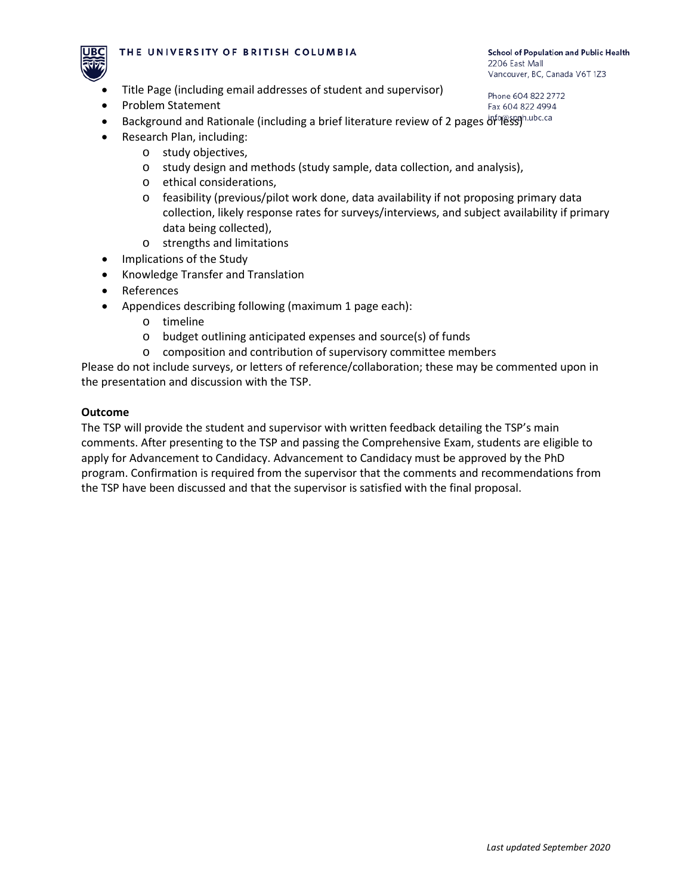- Title Page (including email addresses of student and supervisor)
- Problem Statement
- Background and Rationale (including a brief literature review of 2 pages or less)
- Research Plan, including:
  - study objectives,
  - study design and methods (study sample, data collection, and analysis),
  - ethical considerations,
  - feasibility (previous/pilot work done, data availability if not proposing primary data collection, likely response rates for surveys/interviews, and subject availability if primary data being collected),
  - strengths and limitations
- Implications of the Study
- Knowledge Transfer and Translation
- References
- Appendices describing following (maximum 1 page each):
  - timeline
  - budget outlining anticipated expenses and source(s) of funds
  - composition and contribution of supervisory committee members

Please do not include surveys, or letters of reference/collaboration; these may be commented upon in the presentation and discussion with the TSP.

**Outcome**

The TSP will provide the student and supervisor with written feedback detailing the TSP's main comments. After presenting to the TSP and passing the Comprehensive Exam, students are eligible to apply for Advancement to Candidacy. Advancement to Candidacy must be approved by the PhD program. Confirmation is required from the supervisor that the comments and recommendations from the TSP have been discussed and that the supervisor is satisfied with the final proposal.

*Last updated September 2020*